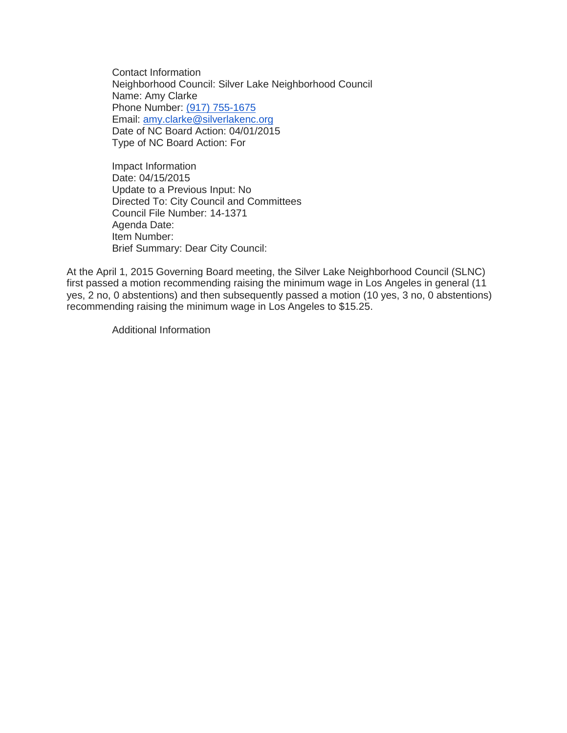Contact Information
Neighborhood Council: Silver Lake Neighborhood Council
Name: Amy Clarke
Phone Number: (917) 755-1675
Email: amy.clarke@silverlakenc.org
Date of NC Board Action: 04/01/2015
Type of NC Board Action: For

Impact Information
Date: 04/15/2015
Update to a Previous Input: No
Directed To: City Council and Committees
Council File Number: 14-1371
Agenda Date:
Item Number:
Brief Summary: Dear City Council:

At the April 1, 2015 Governing Board meeting, the Silver Lake Neighborhood Council (SLNC) first passed a motion recommending raising the minimum wage in Los Angeles in general (11 yes, 2 no, 0 abstentions) and then subsequently passed a motion (10 yes, 3 no, 0 abstentions) recommending raising the minimum wage in Los Angeles to $15.25.

Additional Information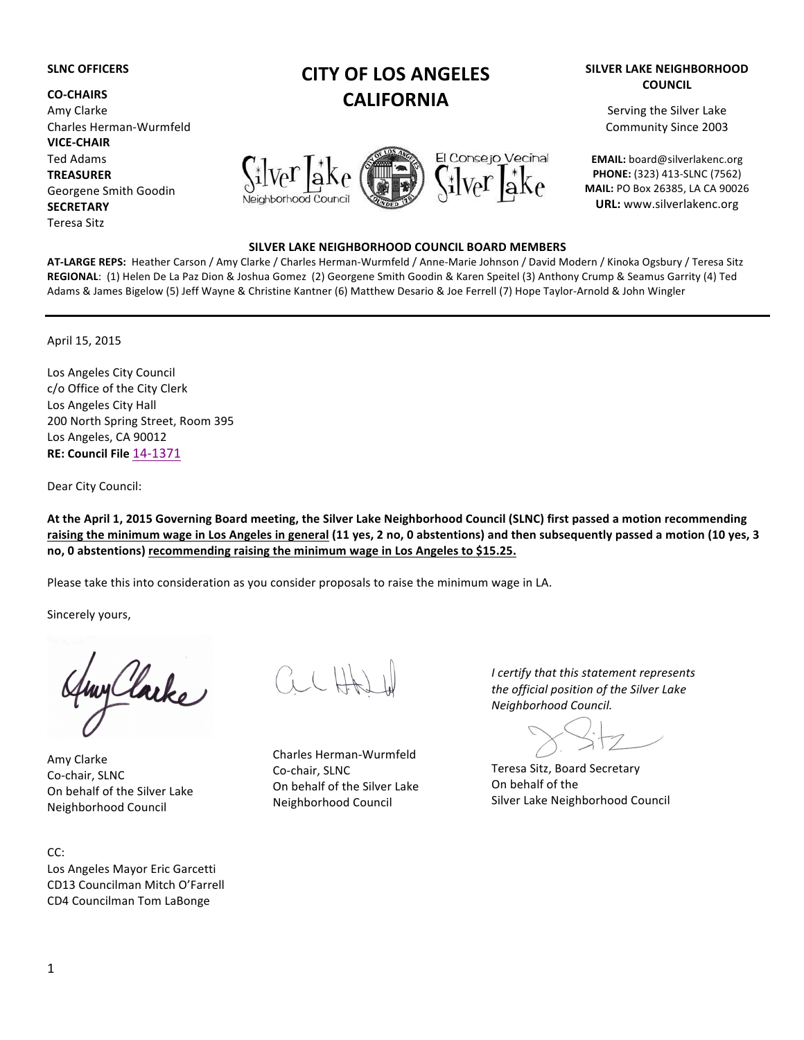**SLNC OFFICERS**

**CO-CHAIRS**
Amy Clarke
Charles Herman-Wurmfeld
**VICE-CHAIR**
Ted Adams
**TREASURER**
Georgene Smith Goodin
**SECRETARY**
Teresa Sitz

# CITY OF LOS ANGELES CALIFORNIA

**SILVER LAKE NEIGHBORHOOD COUNCIL**

Serving the Silver Lake Community Since 2003

**EMAIL:** board@silverlakenc.org
**PHONE:** (323) 413-SLNC (7562)
**MAIL:** PO Box 26385, LA CA 90026
**URL:** www.silverlakenc.org

Silver Lake Neighborhood Council    El Consejo Vecinal Silver Lake

**SILVER LAKE NEIGHBORHOOD COUNCIL BOARD MEMBERS**

**AT-LARGE REPS:** Heather Carson / Amy Clarke / Charles Herman-Wurmfeld / Anne-Marie Johnson / David Modern / Kinoka Ogsbury / Teresa Sitz
**REGIONAL**: (1) Helen De La Paz Dion & Joshua Gomez (2) Georgene Smith Goodin & Karen Speitel (3) Anthony Crump & Seamus Garrity (4) Ted Adams & James Bigelow (5) Jeff Wayne & Christine Kantner (6) Matthew Desario & Joe Ferrell (7) Hope Taylor-Arnold & John Wingler

---

April 15, 2015

Los Angeles City Council
c/o Office of the City Clerk
Los Angeles City Hall
200 North Spring Street, Room 395
Los Angeles, CA 90012
**RE: Council File** 14-1371

Dear City Council:

**At the April 1, 2015 Governing Board meeting, the Silver Lake Neighborhood Council (SLNC) first passed a motion recommending raising the minimum wage in Los Angeles in general (11 yes, 2 no, 0 abstentions) and then subsequently passed a motion (10 yes, 3 no, 0 abstentions) recommending raising the minimum wage in Los Angeles to $15.25.**

Please take this into consideration as you consider proposals to raise the minimum wage in LA.

Sincerely yours,

Amy Clarke
Co-chair, SLNC
On behalf of the Silver Lake Neighborhood Council

Charles Herman-Wurmfeld
Co-chair, SLNC
On behalf of the Silver Lake Neighborhood Council

*I certify that this statement represents the official position of the Silver Lake Neighborhood Council.*

Teresa Sitz, Board Secretary
On behalf of the
Silver Lake Neighborhood Council

CC:
Los Angeles Mayor Eric Garcetti
CD13 Councilman Mitch O'Farrell
CD4 Councilman Tom LaBonge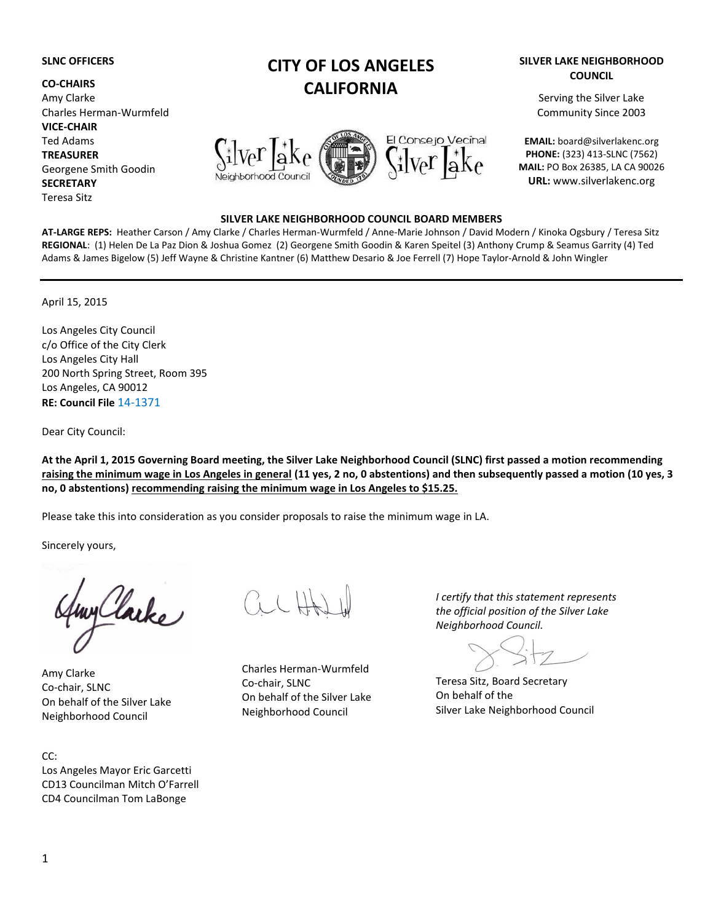**SLNC OFFICERS**

**CO-CHAIRS**
Amy Clarke
Charles Herman-Wurmfeld
**VICE-CHAIR**
Ted Adams
**TREASURER**
Georgene Smith Goodin
**SECRETARY**
Teresa Sitz

# CITY OF LOS ANGELES CALIFORNIA

Silver Lake Neighborhood Council

El Consejo Vecinal Silver Lake

**SILVER LAKE NEIGHBORHOOD COUNCIL**

Serving the Silver Lake Community Since 2003

**EMAIL:** board@silverlakenc.org
**PHONE:** (323) 413-SLNC (7562)
**MAIL:** PO Box 26385, LA CA 90026
**URL:** www.silverlakenc.org

**SILVER LAKE NEIGHBORHOOD COUNCIL BOARD MEMBERS**

**AT-LARGE REPS:** Heather Carson / Amy Clarke / Charles Herman-Wurmfeld / Anne-Marie Johnson / David Modern / Kinoka Ogsbury / Teresa Sitz
**REGIONAL**: (1) Helen De La Paz Dion & Joshua Gomez (2) Georgene Smith Goodin & Karen Speitel (3) Anthony Crump & Seamus Garrity (4) Ted Adams & James Bigelow (5) Jeff Wayne & Christine Kantner (6) Matthew Desario & Joe Ferrell (7) Hope Taylor-Arnold & John Wingler

---

April 15, 2015

Los Angeles City Council
c/o Office of the City Clerk
Los Angeles City Hall
200 North Spring Street, Room 395
Los Angeles, CA 90012
**RE: Council File** 14-1371

Dear City Council:

**At the April 1, 2015 Governing Board meeting, the Silver Lake Neighborhood Council (SLNC) first passed a motion recommending raising the minimum wage in Los Angeles in general (11 yes, 2 no, 0 abstentions) and then subsequently passed a motion (10 yes, 3 no, 0 abstentions) recommending raising the minimum wage in Los Angeles to $15.25.**

Please take this into consideration as you consider proposals to raise the minimum wage in LA.

Sincerely yours,

Amy Clarke
Co-chair, SLNC
On behalf of the Silver Lake Neighborhood Council

Charles Herman-Wurmfeld
Co-chair, SLNC
On behalf of the Silver Lake Neighborhood Council

*I certify that this statement represents the official position of the Silver Lake Neighborhood Council.*

Teresa Sitz, Board Secretary
On behalf of the Silver Lake Neighborhood Council

CC:
Los Angeles Mayor Eric Garcetti
CD13 Councilman Mitch O'Farrell
CD4 Councilman Tom LaBonge